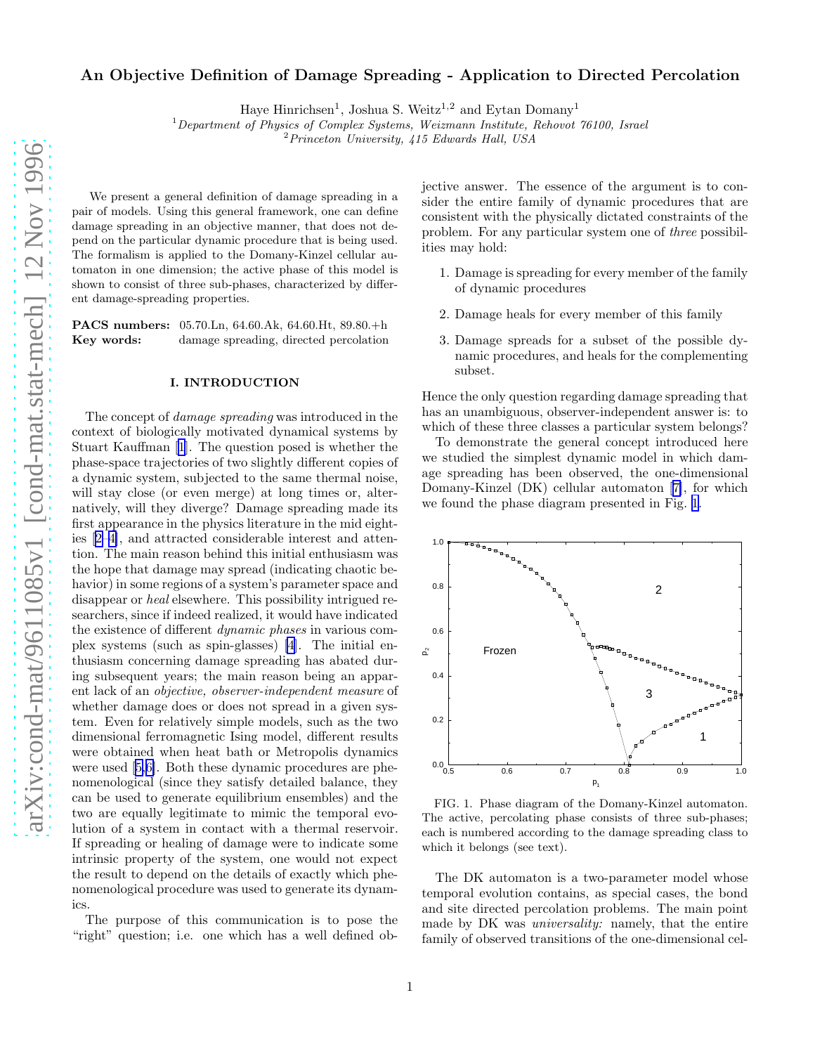# An Objective Definition of Damage Spreading - Application to Directed Percolation

Haye Hinrichsen[1], Joshua S. Weitz[1,2] and Eytan Domany[1]

[1] *Department of Physics of Complex Systems, Weizmann Institute, Rehovot 76100, Israel*

[2] *Princeton University, 415 Edwards Hall, USA*

We present a general definition of damage spreading in a pair of models. Using this general framework, one can define damage spreading in an objective manner, that does not depend on the particular dynamic procedure that is being used. The formalism is applied to the Domany-Kinzel cellular automaton in one dimension; the active phase of this model is shown to consist of three sub-phases, characterized by different damage-spreading properties.

**PACS numbers:** 05.70.Ln, 64.60.Ak, 64.60.Ht, 89.80.+h
**Key words:** damage spreading, directed percolation

## I. INTRODUCTION

The concept of *damage spreading* was introduced in the context of biologically motivated dynamical systems by Stuart Kauffman [1]. The question posed is whether the phase-space trajectories of two slightly different copies of a dynamic system, subjected to the same thermal noise, will stay close (or even merge) at long times or, alternatively, will they diverge? Damage spreading made its first appearance in the physics literature in the mid eighties [2–4], and attracted considerable interest and attention. The main reason behind this initial enthusiasm was the hope that damage may spread (indicating chaotic behavior) in some regions of a system's parameter space and disappear or *heal* elsewhere. This possibility intrigued researchers, since if indeed realized, it would have indicated the existence of different *dynamic phases* in various complex systems (such as spin-glasses) [4]. The initial enthusiasm concerning damage spreading has abated during subsequent years; the main reason being an apparent lack of an *objective, observer-independent measure* of whether damage does or does not spread in a given system. Even for relatively simple models, such as the two dimensional ferromagnetic Ising model, different results were obtained when heat bath or Metropolis dynamics were used [5,6]. Both these dynamic procedures are phenomenological (since they satisfy detailed balance, they can be used to generate equilibrium ensembles) and the two are equally legitimate to mimic the temporal evolution of a system in contact with a thermal reservoir. If spreading or healing of damage were to indicate some intrinsic property of the system, one would not expect the result to depend on the details of exactly which phenomenological procedure was used to generate its dynamics.

The purpose of this communication is to pose the "right" question; i.e. one which has a well defined objective answer. The essence of the argument is to consider the entire family of dynamic procedures that are consistent with the physically dictated constraints of the problem. For any particular system one of *three* possibilities may hold:

1. Damage is spreading for every member of the family of dynamic procedures
2. Damage heals for every member of this family
3. Damage spreads for a subset of the possible dynamic procedures, and heals for the complementing subset.

Hence the only question regarding damage spreading that has an unambiguous, observer-independent answer is: to which of these three classes a particular system belongs?

To demonstrate the general concept introduced here we studied the simplest dynamic model in which damage spreading has been observed, the one-dimensional Domany-Kinzel (DK) cellular automaton [7], for which we found the phase diagram presented in Fig. 1.

FIG. 1. Phase diagram of the Domany-Kinzel automaton. The active, percolating phase consists of three sub-phases; each is numbered according to the damage spreading class to which it belongs (see text).

The DK automaton is a two-parameter model whose temporal evolution contains, as special cases, the bond and site directed percolation problems. The main point made by DK was *universality:* namely, that the entire family of observed transitions of the one-dimensional cel-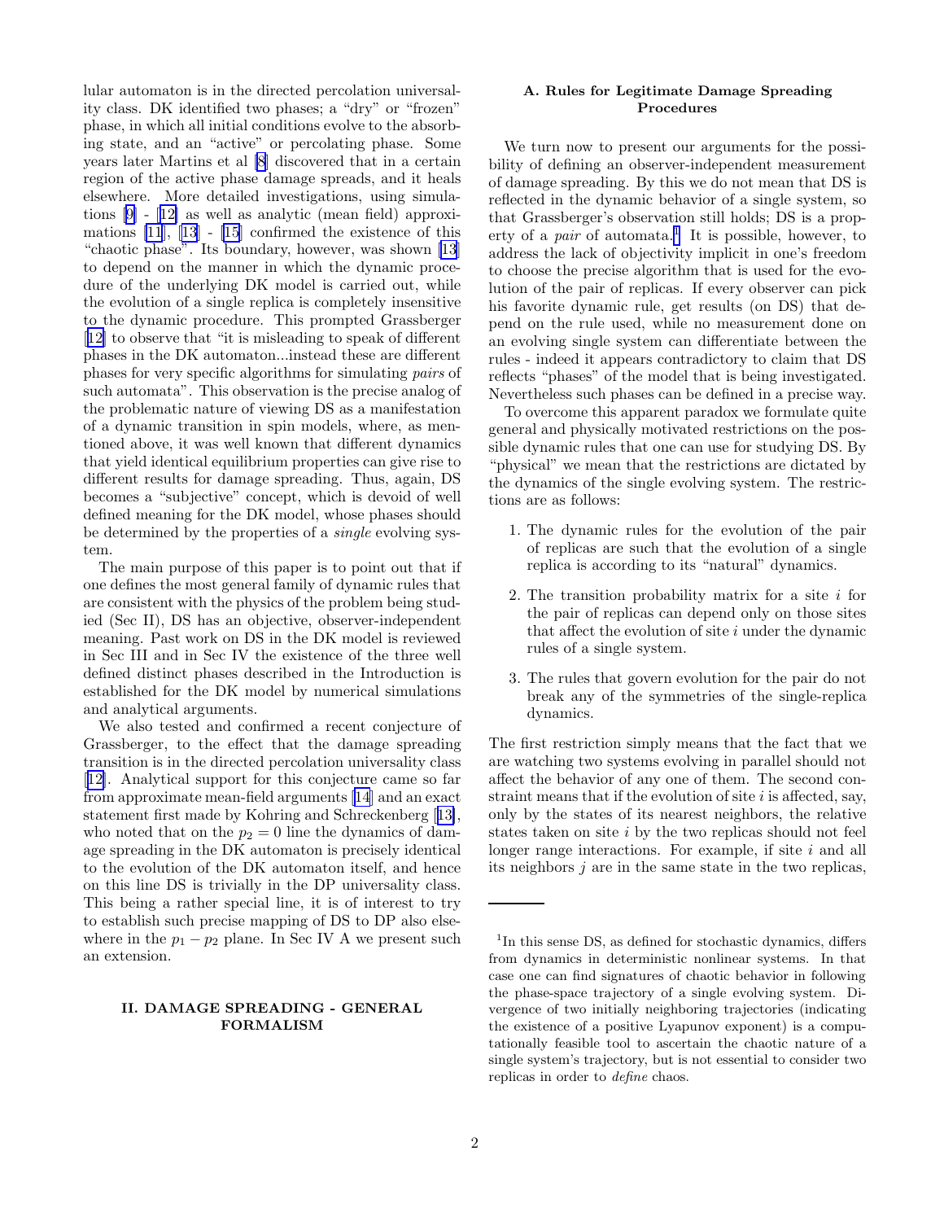lular automaton is in the directed percolation universality class. DK identified two phases; a "dry" or "frozen" phase, in which all initial conditions evolve to the absorbing state, and an "active" or percolating phase. Some years later Martins et al [8] discovered that in a certain region of the active phase damage spreads, and it heals elsewhere. More detailed investigations, using simulations [9] - [12] as well as analytic (mean field) approximations [11], [13] - [15] confirmed the existence of this "chaotic phase". Its boundary, however, was shown [13] to depend on the manner in which the dynamic procedure of the underlying DK model is carried out, while the evolution of a single replica is completely insensitive to the dynamic procedure. This prompted Grassberger [12] to observe that "it is misleading to speak of different phases in the DK automaton...instead these are different phases for very specific algorithms for simulating *pairs* of such automata". This observation is the precise analog of the problematic nature of viewing DS as a manifestation of a dynamic transition in spin models, where, as mentioned above, it was well known that different dynamics that yield identical equilibrium properties can give rise to different results for damage spreading. Thus, again, DS becomes a "subjective" concept, which is devoid of well defined meaning for the DK model, whose phases should be determined by the properties of a *single* evolving system.

The main purpose of this paper is to point out that if one defines the most general family of dynamic rules that are consistent with the physics of the problem being studied (Sec II), DS has an objective, observer-independent meaning. Past work on DS in the DK model is reviewed in Sec III and in Sec IV the existence of the three well defined distinct phases described in the Introduction is established for the DK model by numerical simulations and analytical arguments.

We also tested and confirmed a recent conjecture of Grassberger, to the effect that the damage spreading transition is in the directed percolation universality class [12]. Analytical support for this conjecture came so far from approximate mean-field arguments [14] and an exact statement first made by Kohring and Schreckenberg [13], who noted that on the $p_2 = 0$ line the dynamics of damage spreading in the DK automaton is precisely identical to the evolution of the DK automaton itself, and hence on this line DS is trivially in the DP universality class. This being a rather special line, it is of interest to try to establish such precise mapping of DS to DP also elsewhere in the $p_1 - p_2$ plane. In Sec IV A we present such an extension.

## II. DAMAGE SPREADING - GENERAL FORMALISM

### A. Rules for Legitimate Damage Spreading Procedures

We turn now to present our arguments for the possibility of defining an observer-independent measurement of damage spreading. By this we do not mean that DS is reflected in the dynamic behavior of a single system, so that Grassberger's observation still holds; DS is a property of a *pair* of automata.[1] It is possible, however, to address the lack of objectivity implicit in one's freedom to choose the precise algorithm that is used for the evolution of the pair of replicas. If every observer can pick his favorite dynamic rule, get results (on DS) that depend on the rule used, while no measurement done on an evolving single system can differentiate between the rules - indeed it appears contradictory to claim that DS reflects "phases" of the model that is being investigated. Nevertheless such phases can be defined in a precise way.

To overcome this apparent paradox we formulate quite general and physically motivated restrictions on the possible dynamic rules that one can use for studying DS. By "physical" we mean that the restrictions are dictated by the dynamics of the single evolving system. The restrictions are as follows:

1. The dynamic rules for the evolution of the pair of replicas are such that the evolution of a single replica is according to its "natural" dynamics.

2. The transition probability matrix for a site $i$ for the pair of replicas can depend only on those sites that affect the evolution of site $i$ under the dynamic rules of a single system.

3. The rules that govern evolution for the pair do not break any of the symmetries of the single-replica dynamics.

The first restriction simply means that the fact that we are watching two systems evolving in parallel should not affect the behavior of any one of them. The second constraint means that if the evolution of site $i$ is affected, say, only by the states of its nearest neighbors, the relative states taken on site $i$ by the two replicas should not feel longer range interactions. For example, if site $i$ and all its neighbors $j$ are in the same state in the two replicas,

[1] In this sense DS, as defined for stochastic dynamics, differs from dynamics in deterministic nonlinear systems. In that case one can find signatures of chaotic behavior in following the phase-space trajectory of a single evolving system. Divergence of two initially neighboring trajectories (indicating the existence of a positive Lyapunov exponent) is a computationally feasible tool to ascertain the chaotic nature of a single system's trajectory, but is not essential to consider two replicas in order to *define* chaos.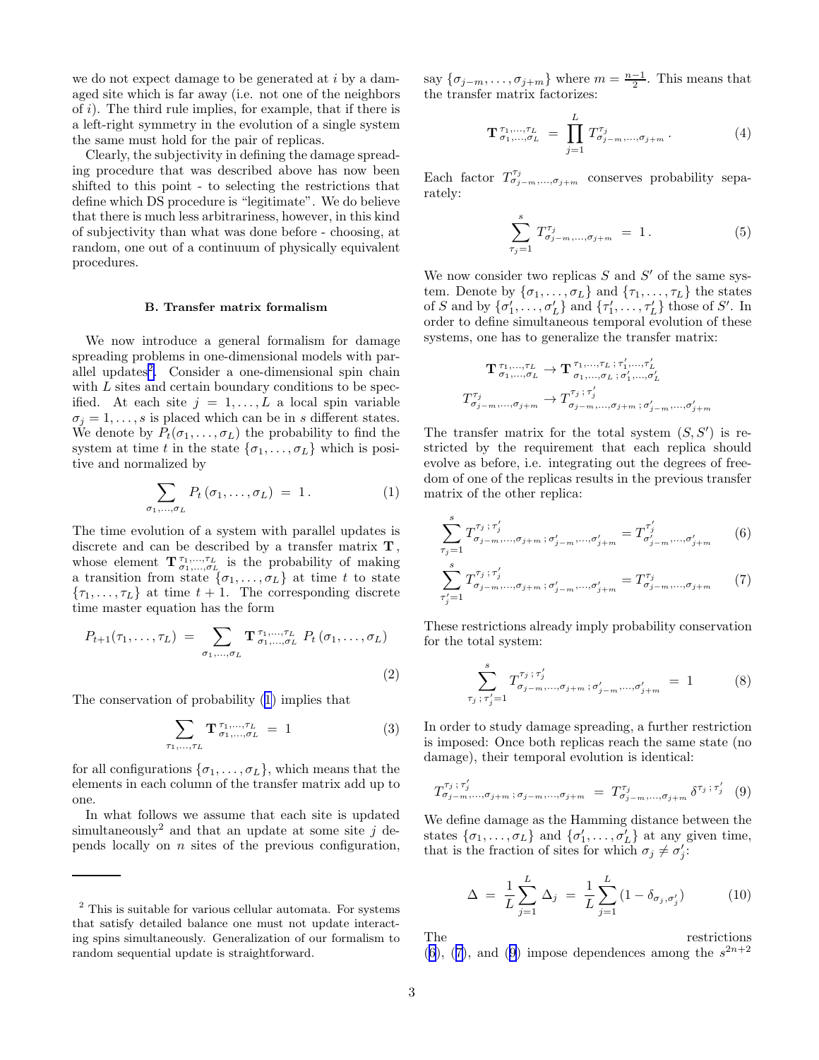we do not expect damage to be generated at $i$ by a damaged site which is far away (i.e. not one of the neighbors of $i$). The third rule implies, for example, that if there is a left-right symmetry in the evolution of a single system the same must hold for the pair of replicas.

Clearly, the subjectivity in defining the damage spreading procedure that was described above has now been shifted to this point - to selecting the restrictions that define which DS procedure is "legitimate". We do believe that there is much less arbitrariness, however, in this kind of subjectivity than what was done before - choosing, at random, one out of a continuum of physically equivalent procedures.

### B. Transfer matrix formalism

We now introduce a general formalism for damage spreading problems in one-dimensional models with parallel updates[2]. Consider a one-dimensional spin chain with $L$ sites and certain boundary conditions to be specified. At each site $j = 1, \ldots, L$ a local spin variable $\sigma_j = 1, \ldots, s$ is placed which can be in $s$ different states. We denote by $P_t(\sigma_1, \ldots, \sigma_L)$ the probability to find the system at time $t$ in the state $\{\sigma_1, \ldots, \sigma_L\}$ which is positive and normalized by

$$\sum_{\sigma_1,\ldots,\sigma_L} P_t\left(\sigma_1, \ldots, \sigma_L\right) \;=\; 1\,. \tag{1}$$

The time evolution of a system with parallel updates is discrete and can be described by a transfer matrix $\mathbf{T}$, whose element $\mathbf{T}^{\,\tau_1,\ldots,\tau_L}_{\,\sigma_1,\ldots,\sigma_L}$ is the probability of making a transition from state $\{\sigma_1, \ldots, \sigma_L\}$ at time $t$ to state $\{\tau_1, \ldots, \tau_L\}$ at time $t+1$. The corresponding discrete time master equation has the form

$$P_{t+1}(\tau_1, \ldots, \tau_L) \;=\; \sum_{\sigma_1,\ldots,\sigma_L} \mathbf{T}^{\,\tau_1,\ldots,\tau_L}_{\,\sigma_1,\ldots,\sigma_L}\; P_t\left(\sigma_1, \ldots, \sigma_L\right) \tag{2}$$

The conservation of probability (1) implies that

$$\sum_{\tau_1,\ldots,\tau_L} \mathbf{T}^{\,\tau_1,\ldots,\tau_L}_{\,\sigma_1,\ldots,\sigma_L} \;=\; 1 \tag{3}$$

for all configurations $\{\sigma_1, \ldots, \sigma_L\}$, which means that the elements in each column of the transfer matrix add up to one.

In what follows we assume that each site is updated simultaneously[2] and that an update at some site $j$ depends locally on $n$ sites of the previous configuration, say $\{\sigma_{j-m}, \ldots, \sigma_{j+m}\}$ where $m = \frac{n-1}{2}$. This means that the transfer matrix factorizes:

$$\mathbf{T}^{\,\tau_1,\ldots,\tau_L}_{\,\sigma_1,\ldots,\sigma_L} \;=\; \prod_{j=1}^{L} T^{\tau_j}_{\sigma_{j-m},\ldots,\sigma_{j+m}}\,. \tag{4}$$

Each factor $T^{\tau_j}_{\sigma_{j-m},\ldots,\sigma_{j+m}}$ conserves probability separately:

$$\sum_{\tau_j=1}^{s} T^{\tau_j}_{\sigma_{j-m},\ldots,\sigma_{j+m}} \;=\; 1\,. \tag{5}$$

We now consider two replicas $S$ and $S'$ of the same system. Denote by $\{\sigma_1, \ldots, \sigma_L\}$ and $\{\tau_1, \ldots, \tau_L\}$ the states of $S$ and by $\{\sigma'_1, \ldots, \sigma'_L\}$ and $\{\tau'_1, \ldots, \tau'_L\}$ those of $S'$. In order to define simultaneous temporal evolution of these systems, one has to generalize the transfer matrix:

$$\mathbf{T}^{\,\tau_1,\ldots,\tau_L}_{\,\sigma_1,\ldots,\sigma_L} \to \mathbf{T}^{\,\tau_1,\ldots,\tau_L\,;\,\tau'_1,\ldots,\tau'_L}_{\,\sigma_1,\ldots,\sigma_L\,;\,\sigma'_1,\ldots,\sigma'_L}$$

$$T^{\tau_j}_{\sigma_{j-m},\ldots,\sigma_{j+m}} \to T^{\tau_j\,;\,\tau'_j}_{\sigma_{j-m},\ldots,\sigma_{j+m}\,;\,\sigma'_{j-m},\ldots,\sigma'_{j+m}}$$

The transfer matrix for the total system $(S, S')$ is restricted by the requirement that each replica should evolve as before, i.e. integrating out the degrees of freedom of one of the replicas results in the previous transfer matrix of the other replica:

$$\sum_{\tau_j=1}^{s} T^{\tau_j\,;\,\tau'_j}_{\sigma_{j-m},\ldots,\sigma_{j+m}\,;\,\sigma'_{j-m},\ldots,\sigma'_{j+m}} = T^{\tau'_j}_{\sigma'_{j-m},\ldots,\sigma'_{j+m}} \tag{6}$$

$$\sum_{\tau'_j=1}^{s} T^{\tau_j\,;\,\tau'_j}_{\sigma_{j-m},\ldots,\sigma_{j+m}\,;\,\sigma'_{j-m},\ldots,\sigma'_{j+m}} = T^{\tau_j}_{\sigma_{j-m},\ldots,\sigma_{j+m}} \tag{7}$$

These restrictions already imply probability conservation for the total system:

$$\sum_{\tau_j\,;\,\tau'_j=1}^{s} T^{\tau_j\,;\,\tau'_j}_{\sigma_{j-m},\ldots,\sigma_{j+m}\,;\,\sigma'_{j-m},\ldots,\sigma'_{j+m}} \;=\; 1 \tag{8}$$

In order to study damage spreading, a further restriction is imposed: Once both replicas reach the same state (no damage), their temporal evolution is identical:

$$T^{\tau_j\,;\,\tau'_j}_{\sigma_{j-m},\ldots,\sigma_{j+m}\,;\,\sigma_{j-m},\ldots,\sigma_{j+m}} \;=\; T^{\tau_j}_{\sigma_{j-m},\ldots,\sigma_{j+m}}\,\delta^{\tau_j\,;\,\tau'_j} \tag{9}$$

We define damage as the Hamming distance between the states $\{\sigma_1, \ldots, \sigma_L\}$ and $\{\sigma'_1, \ldots, \sigma'_L\}$ at any given time, that is the fraction of sites for which $\sigma_j \neq \sigma'_j$:

$$\Delta \;=\; \frac{1}{L}\sum_{j=1}^{L} \Delta_j \;=\; \frac{1}{L}\sum_{j=1}^{L}\left(1 - \delta_{\sigma_j,\sigma'_j}\right) \tag{10}$$

The restrictions (6), (7), and (9) impose dependences among the $s^{2n+2}$

---

[2] This is suitable for various cellular automata. For systems that satisfy detailed balance one must not update interacting spins simultaneously. Generalization of our formalism to random sequential update is straightforward.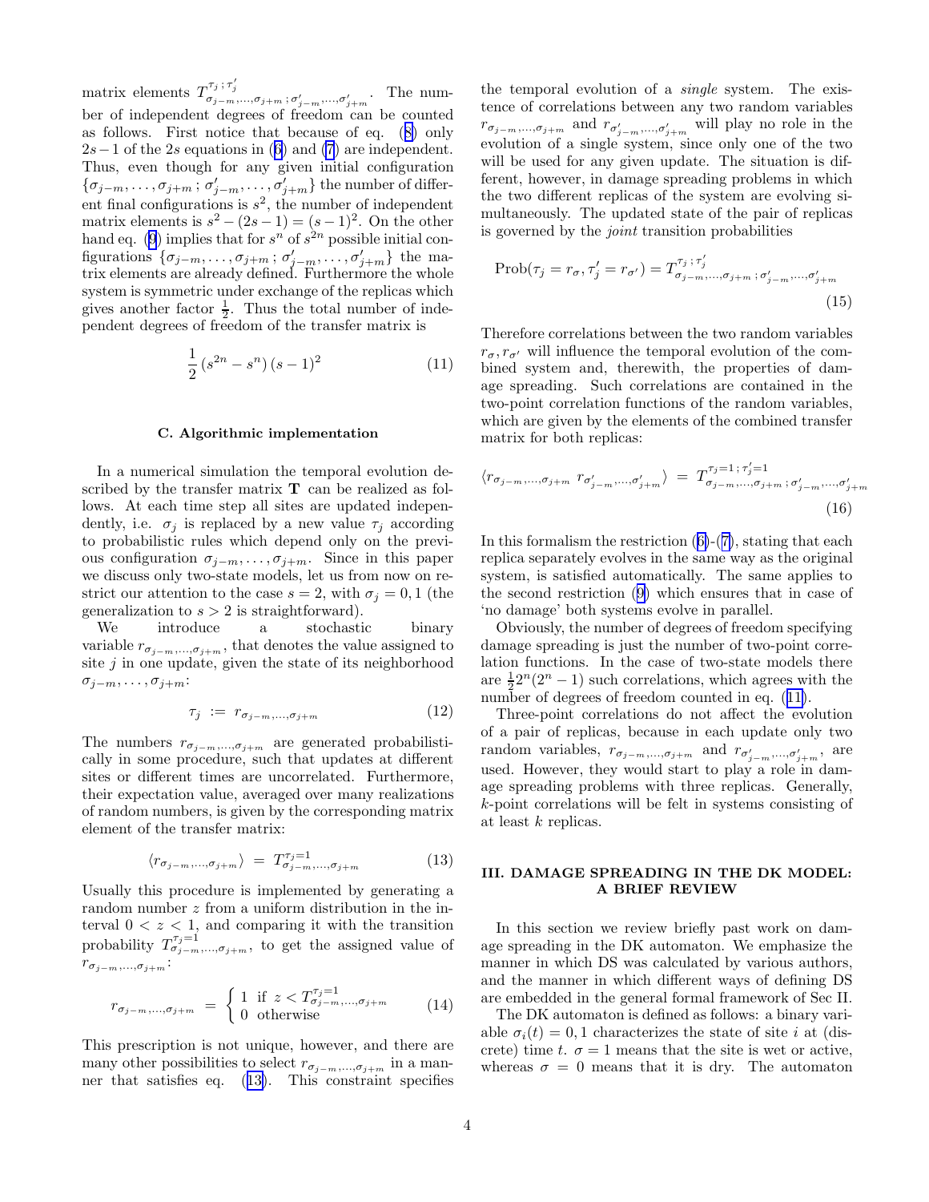matrix elements $T^{\tau_j\,;\,\tau'_j}_{\sigma_{j-m},\ldots,\sigma_{j+m}\,;\,\sigma'_{j-m},\ldots,\sigma'_{j+m}}$. The number of independent degrees of freedom can be counted as follows. First notice that because of eq. (8) only $2s-1$ of the $2s$ equations in (6) and (7) are independent. Thus, even though for any given initial configuration $\{\sigma_{j-m},\ldots,\sigma_{j+m}\,;\,\sigma'_{j-m},\ldots,\sigma'_{j+m}\}$ the number of different final configurations is $s^2$, the number of independent matrix elements is $s^2-(2s-1)=(s-1)^2$. On the other hand eq. (9) implies that for $s^n$ of $s^{2n}$ possible initial configurations $\{\sigma_{j-m},\ldots,\sigma_{j+m}\,;\,\sigma'_{j-m},\ldots,\sigma'_{j+m}\}$ the matrix elements are already defined. Furthermore the whole system is symmetric under exchange of the replicas which gives another factor $\frac{1}{2}$. Thus the total number of independent degrees of freedom of the transfer matrix is

$$\frac{1}{2}\left(s^{2n}-s^n\right)(s-1)^2 \tag{11}$$

### C. Algorithmic implementation

In a numerical simulation the temporal evolution described by the transfer matrix $\mathbf{T}$ can be realized as follows. At each time step all sites are updated independently, i.e. $\sigma_j$ is replaced by a new value $\tau_j$ according to probabilistic rules which depend only on the previous configuration $\sigma_{j-m},\ldots,\sigma_{j+m}$. Since in this paper we discuss only two-state models, let us from now on restrict our attention to the case $s=2$, with $\sigma_j=0,1$ (the generalization to $s>2$ is straightforward).

We introduce a stochastic binary variable $r_{\sigma_{j-m},\ldots,\sigma_{j+m}}$, that denotes the value assigned to site $j$ in one update, given the state of its neighborhood $\sigma_{j-m},\ldots,\sigma_{j+m}$:

$$\tau_j \;:=\; r_{\sigma_{j-m},\ldots,\sigma_{j+m}} \tag{12}$$

The numbers $r_{\sigma_{j-m},\ldots,\sigma_{j+m}}$ are generated probabilistically in some procedure, such that updates at different sites or different times are uncorrelated. Furthermore, their expectation value, averaged over many realizations of random numbers, is given by the corresponding matrix element of the transfer matrix:

$$\langle r_{\sigma_{j-m},\ldots,\sigma_{j+m}}\rangle \;=\; T^{\tau_j=1}_{\sigma_{j-m},\ldots,\sigma_{j+m}} \tag{13}$$

Usually this procedure is implemented by generating a random number $z$ from a uniform distribution in the interval $0<z<1$, and comparing it with the transition probability $T^{\tau_j=1}_{\sigma_{j-m},\ldots,\sigma_{j+m}}$, to get the assigned value of $r_{\sigma_{j-m},\ldots,\sigma_{j+m}}$:

$$r_{\sigma_{j-m},\ldots,\sigma_{j+m}} \;=\; \begin{cases} 1 & \text{if } z<T^{\tau_j=1}_{\sigma_{j-m},\ldots,\sigma_{j+m}} \\ 0 & \text{otherwise} \end{cases} \tag{14}$$

This prescription is not unique, however, and there are many other possibilities to select $r_{\sigma_{j-m},\ldots,\sigma_{j+m}}$ in a manner that satisfies eq. (13). This constraint specifies the temporal evolution of a *single* system. The existence of correlations between any two random variables $r_{\sigma_{j-m},\ldots,\sigma_{j+m}}$ and $r_{\sigma'_{j-m},\ldots,\sigma'_{j+m}}$ will play no role in the evolution of a single system, since only one of the two will be used for any given update. The situation is different, however, in damage spreading problems in which the two different replicas of the system are evolving simultaneously. The updated state of the pair of replicas is governed by the *joint* transition probabilities

$$\mathrm{Prob}(\tau_j=r_\sigma,\tau'_j=r_{\sigma'})=T^{\tau_j\,;\,\tau'_j}_{\sigma_{j-m},\ldots,\sigma_{j+m}\,;\,\sigma'_{j-m},\ldots,\sigma'_{j+m}} \tag{15}$$

Therefore correlations between the two random variables $r_\sigma, r_{\sigma'}$ will influence the temporal evolution of the combined system and, therewith, the properties of damage spreading. Such correlations are contained in the two-point correlation functions of the random variables, which are given by the elements of the combined transfer matrix for both replicas:

$$\langle r_{\sigma_{j-m},\ldots,\sigma_{j+m}}\; r_{\sigma'_{j-m},\ldots,\sigma'_{j+m}}\rangle \;=\; T^{\tau_j=1\,;\,\tau'_j=1}_{\sigma_{j-m},\ldots,\sigma_{j+m}\,;\,\sigma'_{j-m},\ldots,\sigma'_{j+m}} \tag{16}$$

In this formalism the restriction (6)-(7), stating that each replica separately evolves in the same way as the original system, is satisfied automatically. The same applies to the second restriction (9) which ensures that in case of 'no damage' both systems evolve in parallel.

Obviously, the number of degrees of freedom specifying damage spreading is just the number of two-point correlation functions. In the case of two-state models there are $\frac{1}{2}2^n(2^n-1)$ such correlations, which agrees with the number of degrees of freedom counted in eq. (11).

Three-point correlations do not affect the evolution of a pair of replicas, because in each update only two random variables, $r_{\sigma_{j-m},\ldots,\sigma_{j+m}}$ and $r_{\sigma'_{j-m},\ldots,\sigma'_{j+m}}$, are used. However, they would start to play a role in damage spreading problems with three replicas. Generally, $k$-point correlations will be felt in systems consisting of at least $k$ replicas.

## III. DAMAGE SPREADING IN THE DK MODEL: A BRIEF REVIEW

In this section we review briefly past work on damage spreading in the DK automaton. We emphasize the manner in which DS was calculated by various authors, and the manner in which different ways of defining DS are embedded in the general formal framework of Sec II.

The DK automaton is defined as follows: a binary variable $\sigma_i(t)=0,1$ characterizes the state of site $i$ at (discrete) time $t$. $\sigma=1$ means that the site is wet or active, whereas $\sigma=0$ means that it is dry. The automaton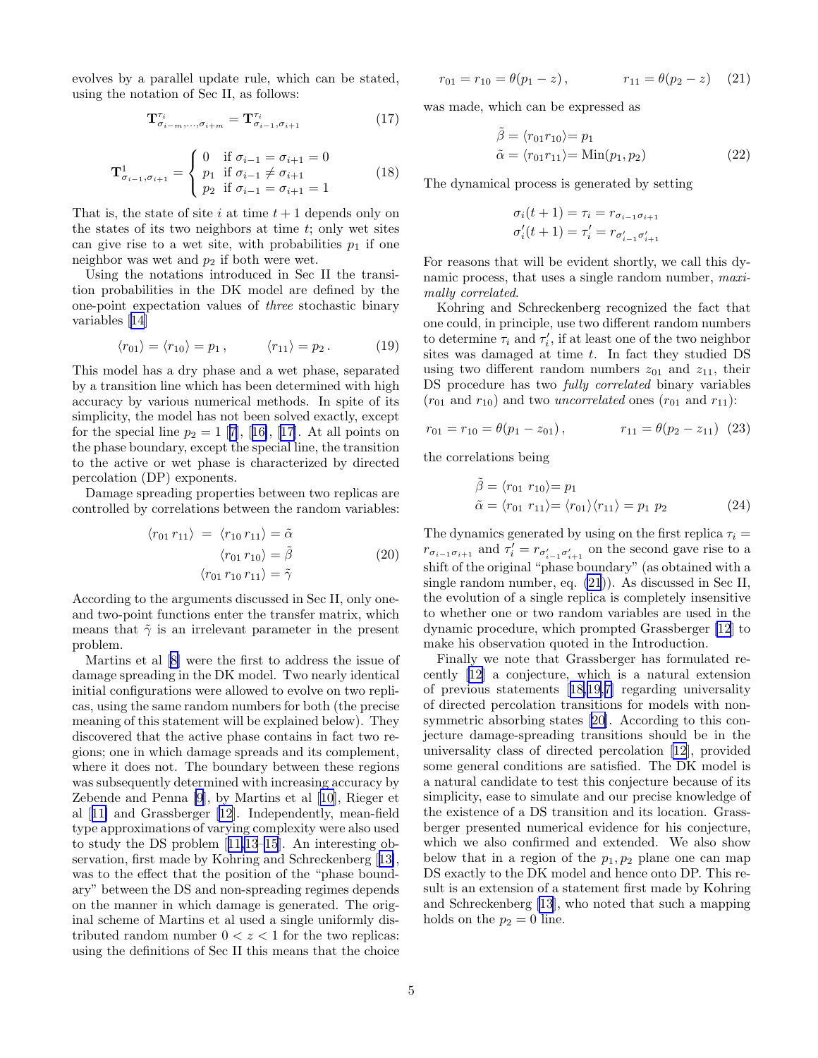evolves by a parallel update rule, which can be stated, using the notation of Sec II, as follows:

$$\mathbf{T}^{\tau_i}_{\sigma_{i-m},\ldots,\sigma_{i+m}} = \mathbf{T}^{\tau_i}_{\sigma_{i-1},\sigma_{i+1}} \tag{17}$$

$$\mathbf{T}^{1}_{\sigma_{i-1},\sigma_{i+1}} = \begin{cases} 0 & \text{if } \sigma_{i-1} = \sigma_{i+1} = 0 \\ p_1 & \text{if } \sigma_{i-1} \neq \sigma_{i+1} \\ p_2 & \text{if } \sigma_{i-1} = \sigma_{i+1} = 1 \end{cases} \tag{18}$$

That is, the state of site $i$ at time $t+1$ depends only on the states of its two neighbors at time $t$; only wet sites can give rise to a wet site, with probabilities $p_1$ if one neighbor was wet and $p_2$ if both were wet.

Using the notations introduced in Sec II the transition probabilities in the DK model are defined by the one-point expectation values of *three* stochastic binary variables [14]

$$\langle r_{01} \rangle = \langle r_{10} \rangle = p_1 \,, \qquad \langle r_{11} \rangle = p_2 \,. \tag{19}$$

This model has a dry phase and a wet phase, separated by a transition line which has been determined with high accuracy by various numerical methods. In spite of its simplicity, the model has not been solved exactly, except for the special line $p_2 = 1$ [7], [16], [17]. At all points on the phase boundary, except the special line, the transition to the active or wet phase is characterized by directed percolation (DP) exponents.

Damage spreading properties between two replicas are controlled by correlations between the random variables:

$$\begin{aligned} \langle r_{01}\, r_{11} \rangle \;=\; \langle r_{10}\, r_{11} \rangle &= \tilde{\alpha} \\ \langle r_{01}\, r_{10} \rangle &= \tilde{\beta} \\ \langle r_{01}\, r_{10}\, r_{11} \rangle &= \tilde{\gamma} \end{aligned} \tag{20}$$

According to the arguments discussed in Sec II, only one- and two-point functions enter the transfer matrix, which means that $\tilde{\gamma}$ is an irrelevant parameter in the present problem.

Martins et al [8] were the first to address the issue of damage spreading in the DK model. Two nearly identical initial configurations were allowed to evolve on two replicas, using the same random numbers for both (the precise meaning of this statement will be explained below). They discovered that the active phase contains in fact two regions; one in which damage spreads and its complement, where it does not. The boundary between these regions was subsequently determined with increasing accuracy by Zebende and Penna [9], by Martins et al [10], Rieger et al [11] and Grassberger [12]. Independently, mean-field type approximations of varying complexity were also used to study the DS problem [11,13–15]. An interesting observation, first made by Kohring and Schreckenberg [13], was to the effect that the position of the "phase boundary" between the DS and non-spreading regimes depends on the manner in which damage is generated. The original scheme of Martins et al used a single uniformly distributed random number $0 < z < 1$ for the two replicas: using the definitions of Sec II this means that the choice

$$r_{01} = r_{10} = \theta(p_1 - z)\,, \qquad r_{11} = \theta(p_2 - z) \tag{21}$$

was made, which can be expressed as

$$\begin{aligned} \tilde{\beta} &= \langle r_{01} r_{10} \rangle = p_1 \\ \tilde{\alpha} &= \langle r_{01} r_{11} \rangle = \mathrm{Min}(p_1, p_2) \end{aligned} \tag{22}$$

The dynamical process is generated by setting

$$\begin{aligned} \sigma_i(t+1) &= \tau_i = r_{\sigma_{i-1}\sigma_{i+1}} \\ \sigma'_i(t+1) &= \tau'_i = r_{\sigma'_{i-1}\sigma'_{i+1}} \end{aligned}$$

For reasons that will be evident shortly, we call this dynamic process, that uses a single random number, *maximally correlated*.

Kohring and Schreckenberg recognized the fact that one could, in principle, use two different random numbers to determine $\tau_i$ and $\tau'_i$, if at least one of the two neighbor sites was damaged at time $t$. In fact they studied DS using two different random numbers $z_{01}$ and $z_{11}$, their DS procedure has two *fully correlated* binary variables ($r_{01}$ and $r_{10}$) and two *uncorrelated* ones ($r_{01}$ and $r_{11}$):

$$r_{01} = r_{10} = \theta(p_1 - z_{01})\,, \qquad r_{11} = \theta(p_2 - z_{11}) \tag{23}$$

the correlations being

$$\begin{aligned} \tilde{\beta} &= \langle r_{01}\; r_{10} \rangle = p_1 \\ \tilde{\alpha} &= \langle r_{01}\; r_{11} \rangle = \langle r_{01} \rangle \langle r_{11} \rangle = p_1\; p_2 \end{aligned} \tag{24}$$

The dynamics generated by using on the first replica $\tau_i = r_{\sigma_{i-1}\sigma_{i+1}}$ and $\tau'_i = r_{\sigma'_{i-1}\sigma'_{i+1}}$ on the second gave rise to a shift of the original "phase boundary" (as obtained with a single random number, eq. (21)). As discussed in Sec II, the evolution of a single replica is completely insensitive to whether one or two random variables are used in the dynamic procedure, which prompted Grassberger [12] to make his observation quoted in the Introduction.

Finally we note that Grassberger has formulated recently [12] a conjecture, which is a natural extension of previous statements [18,19,7] regarding universality of directed percolation transitions for models with non-symmetric absorbing states [20]. According to this conjecture damage-spreading transitions should be in the universality class of directed percolation [12], provided some general conditions are satisfied. The DK model is a natural candidate to test this conjecture because of its simplicity, ease to simulate and our precise knowledge of the existence of a DS transition and its location. Grassberger presented numerical evidence for his conjecture, which we also confirmed and extended. We also show below that in a region of the $p_1, p_2$ plane one can map DS exactly to the DK model and hence onto DP. This result is an extension of a statement first made by Kohring and Schreckenberg [13], who noted that such a mapping holds on the $p_2 = 0$ line.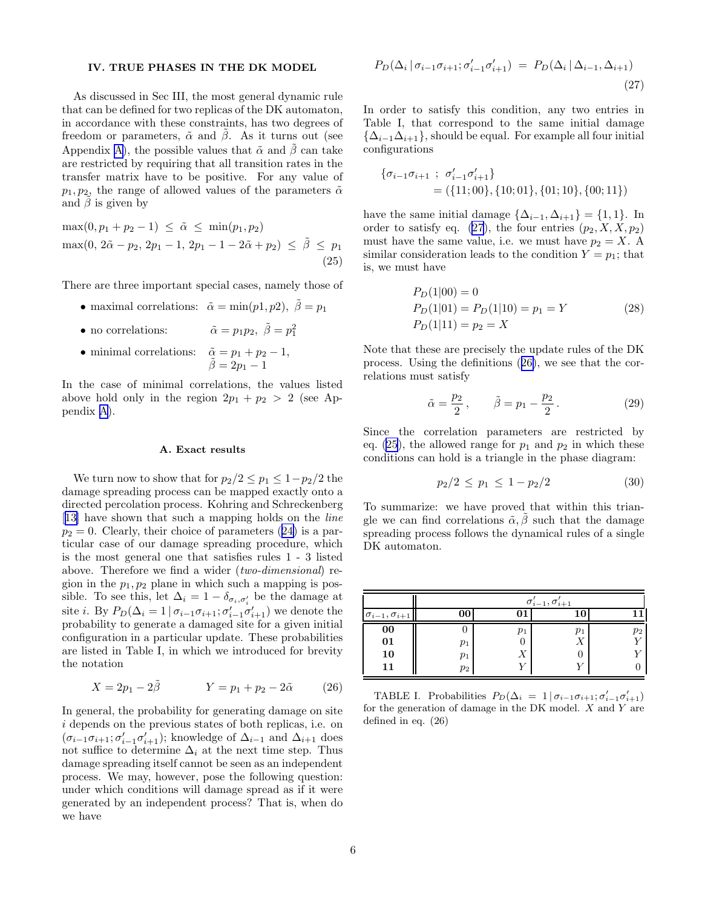## IV. TRUE PHASES IN THE DK MODEL

As discussed in Sec III, the most general dynamic rule that can be defined for two replicas of the DK automaton, in accordance with these constraints, has two degrees of freedom or parameters, $\tilde{\alpha}$ and $\tilde{\beta}$. As it turns out (see Appendix A), the possible values that $\tilde{\alpha}$ and $\tilde{\beta}$ can take are restricted by requiring that all transition rates in the transfer matrix have to be positive. For any value of $p_1, p_2$, the range of allowed values of the parameters $\tilde{\alpha}$ and $\tilde{\beta}$ is given by

$$
\begin{aligned}
&\max(0, p_1+p_2-1) \;\leq\; \tilde{\alpha} \;\leq\; \min(p_1,p_2) \\
&\max(0,\, 2\tilde{\alpha}-p_2,\, 2p_1-1,\, 2p_1-1-2\tilde{\alpha}+p_2) \;\leq\; \tilde{\beta} \;\leq\; p_1
\end{aligned}
\qquad (25)
$$

There are three important special cases, namely those of

- maximal correlations: $\tilde{\alpha} = \min(p1, p2),\ \tilde{\beta} = p_1$
- no correlations: $\tilde{\alpha} = p_1 p_2,\ \tilde{\beta} = p_1^2$
- minimal correlations: $\tilde{\alpha} = p_1 + p_2 - 1,$ $\tilde{\beta} = 2p_1 - 1$

In the case of minimal correlations, the values listed above hold only in the region $2p_1 + p_2 > 2$ (see Appendix A).

### A. Exact results

We turn now to show that for $p_2/2 \leq p_1 \leq 1-p_2/2$ the damage spreading process can be mapped exactly onto a directed percolation process. Kohring and Schreckenberg [13] have shown that such a mapping holds on the *line* $p_2 = 0$. Clearly, their choice of parameters (24) is a particular case of our damage spreading process, which is the most general one that satisfies rules 1 - 3 listed above. Therefore we find a wider (*two-dimensional*) region in the $p_1, p_2$ plane in which such a mapping is possible. To see this, let $\Delta_i = 1 - \delta_{\sigma_i, \sigma'_i}$ be the damage at site $i$. By $P_D(\Delta_i = 1 \,|\, \sigma_{i-1}\sigma_{i+1}; \sigma'_{i-1}\sigma'_{i+1})$ we denote the probability to generate a damaged site for a given initial configuration in a particular update. These probabilities are listed in Table I, in which we introduced for brevity the notation

$$
X = 2p_1 - 2\tilde{\beta} \qquad\qquad Y = p_1 + p_2 - 2\tilde{\alpha} \qquad (26)
$$

In general, the probability for generating damage on site $i$ depends on the previous states of both replicas, i.e. on $(\sigma_{i-1}\sigma_{i+1}; \sigma'_{i-1}\sigma'_{i+1})$; knowledge of $\Delta_{i-1}$ and $\Delta_{i+1}$ does not suffice to determine $\Delta_i$ at the next time step. Thus damage spreading itself cannot be seen as an independent process. We may, however, pose the following question: under which conditions will damage spread as if it were generated by an independent process? That is, when do we have

$$
P_D(\Delta_i \,|\, \sigma_{i-1}\sigma_{i+1}; \sigma'_{i-1}\sigma'_{i+1}) \;=\; P_D(\Delta_i \,|\, \Delta_{i-1}, \Delta_{i+1}) \qquad (27)
$$

In order to satisfy this condition, any two entries in Table I, that correspond to the same initial damage $\{\Delta_{i-1}\Delta_{i+1}\}$, should be equal. For example all four initial configurations

$$
\{\sigma_{i-1}\sigma_{i+1} \;;\; \sigma'_{i-1}\sigma'_{i+1}\} = (\{11;00\}, \{10;01\}, \{01;10\}, \{00;11\})
$$

have the same initial damage $\{\Delta_{i-1}, \Delta_{i+1}\} = \{1, 1\}$. In order to satisfy eq. (27), the four entries $(p_2, X, X, p_2)$ must have the same value, i.e. we must have $p_2 = X$. A similar consideration leads to the condition $Y = p_1$; that is, we must have

$$
\begin{aligned}
&P_D(1|00) = 0 \\
&P_D(1|01) = P_D(1|10) = p_1 = Y \\
&P_D(1|11) = p_2 = X
\end{aligned}
\qquad (28)
$$

Note that these are precisely the update rules of the DK process. Using the definitions (26), we see that the correlations must satisfy

$$
\tilde{\alpha} = \frac{p_2}{2}\,, \qquad \tilde{\beta} = p_1 - \frac{p_2}{2}\,. \qquad (29)
$$

Since the correlation parameters are restricted by eq. (25), the allowed range for $p_1$ and $p_2$ in which these conditions can hold is a triangle in the phase diagram:

$$
p_2/2 \;\leq\; p_1 \;\leq\; 1 - p_2/2 \qquad (30)
$$

To summarize: we have proved that within this triangle we can find correlations $\tilde{\alpha}, \tilde{\beta}$ such that the damage spreading process follows the dynamical rules of a single DK automaton.

| $\sigma_{i-1}, \sigma_{i+1}$ | $\sigma'_{i-1}, \sigma'_{i+1}$: **00** | **01** | **10** | **11** |
|---|---|---|---|---|
| **00** | 0 | $p_1$ | $p_1$ | $p_2$ |
| **01** | $p_1$ | 0 | $X$ | $Y$ |
| **10** | $p_1$ | $X$ | 0 | $Y$ |
| **11** | $p_2$ | $Y$ | $Y$ | 0 |

TABLE I. Probabilities $P_D(\Delta_i = 1 \,|\, \sigma_{i-1}\sigma_{i+1}; \sigma'_{i-1}\sigma'_{i+1})$ for the generation of damage in the DK model. $X$ and $Y$ are defined in eq. (26)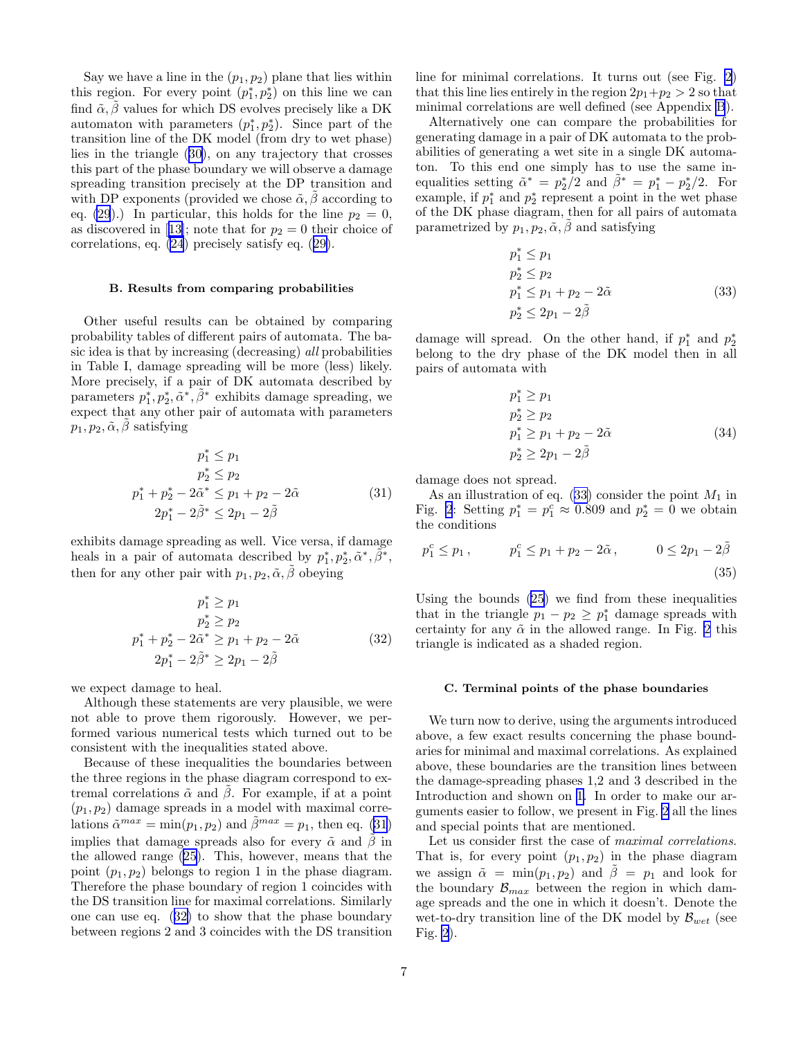Say we have a line in the $(p_1, p_2)$ plane that lies within this region. For every point $(p_1^*, p_2^*)$ on this line we can find $\tilde{\alpha}, \tilde{\beta}$ values for which DS evolves precisely like a DK automaton with parameters $(p_1^*, p_2^*)$. Since part of the transition line of the DK model (from dry to wet phase) lies in the triangle (30), on any trajectory that crosses this part of the phase boundary we will observe a damage spreading transition precisely at the DP transition and with DP exponents (provided we chose $\tilde{\alpha}, \tilde{\beta}$ according to eq. (29).) In particular, this holds for the line $p_2 = 0$, as discovered in [13]; note that for $p_2 = 0$ their choice of correlations, eq. (24) precisely satisfy eq. (29).

### B. Results from comparing probabilities

Other useful results can be obtained by comparing probability tables of different pairs of automata. The basic idea is that by increasing (decreasing) *all* probabilities in Table I, damage spreading will be more (less) likely. More precisely, if a pair of DK automata described by parameters $p_1^*, p_2^*, \tilde{\alpha}^*, \tilde{\beta}^*$ exhibits damage spreading, we expect that any other pair of automata with parameters $p_1, p_2, \tilde{\alpha}, \tilde{\beta}$ satisfying

$$
\begin{aligned}
p_1^* &\leq p_1 \\
p_2^* &\leq p_2 \\
p_1^* + p_2^* - 2\tilde{\alpha}^* &\leq p_1 + p_2 - 2\tilde{\alpha} \\
2p_1^* - 2\tilde{\beta}^* &\leq 2p_1 - 2\tilde{\beta}
\end{aligned}
\tag{31}
$$

exhibits damage spreading as well. Vice versa, if damage heals in a pair of automata described by $p_1^*, p_2^*, \tilde{\alpha}^*, \tilde{\beta}^*$, then for any other pair with $p_1, p_2, \tilde{\alpha}, \tilde{\beta}$ obeying

$$
\begin{aligned}
p_1^* &\geq p_1 \\
p_2^* &\geq p_2 \\
p_1^* + p_2^* - 2\tilde{\alpha}^* &\geq p_1 + p_2 - 2\tilde{\alpha} \\
2p_1^* - 2\tilde{\beta}^* &\geq 2p_1 - 2\tilde{\beta}
\end{aligned}
\tag{32}
$$

we expect damage to heal.

Although these statements are very plausible, we were not able to prove them rigorously. However, we performed various numerical tests which turned out to be consistent with the inequalities stated above.

Because of these inequalities the boundaries between the three regions in the phase diagram correspond to extremal correlations $\tilde{\alpha}$ and $\tilde{\beta}$. For example, if at a point $(p_1, p_2)$ damage spreads in a model with maximal correlations $\tilde{\alpha}^{max} = \min(p_1, p_2)$ and $\tilde{\beta}^{max} = p_1$, then eq. (31) implies that damage spreads also for every $\tilde{\alpha}$ and $\tilde{\beta}$ in the allowed range (25). This, however, means that the point $(p_1, p_2)$ belongs to region 1 in the phase diagram. Therefore the phase boundary of region 1 coincides with the DS transition line for maximal correlations. Similarly one can use eq. (32) to show that the phase boundary between regions 2 and 3 coincides with the DS transition line for minimal correlations. It turns out (see Fig. 2) that this line lies entirely in the region $2p_1 + p_2 > 2$ so that minimal correlations are well defined (see Appendix B).

Alternatively one can compare the probabilities for generating damage in a pair of DK automata to the probabilities of generating a wet site in a single DK automaton. To this end one simply has to use the same inequalities setting $\tilde{\alpha}^* = p_2^*/2$ and $\tilde{\beta}^* = p_1^* - p_2^*/2$. For example, if $p_1^*$ and $p_2^*$ represent a point in the wet phase of the DK phase diagram, then for all pairs of automata parametrized by $p_1, p_2, \tilde{\alpha}, \tilde{\beta}$ and satisfying

$$
\begin{aligned}
p_1^* &\leq p_1 \\
p_2^* &\leq p_2 \\
p_1^* &\leq p_1 + p_2 - 2\tilde{\alpha} \\
p_2^* &\leq 2p_1 - 2\tilde{\beta}
\end{aligned}
\tag{33}
$$

damage will spread. On the other hand, if $p_1^*$ and $p_2^*$ belong to the dry phase of the DK model then in all pairs of automata with

$$
\begin{aligned}
p_1^* &\geq p_1 \\
p_2^* &\geq p_2 \\
p_1^* &\geq p_1 + p_2 - 2\tilde{\alpha} \\
p_2^* &\geq 2p_1 - 2\tilde{\beta}
\end{aligned}
\tag{34}
$$

damage does not spread.

As an illustration of eq. (33) consider the point $M_1$ in Fig. 2: Setting $p_1^* = p_1^c \approx 0.809$ and $p_2^* = 0$ we obtain the conditions

$$
p_1^c \leq p_1 \,, \qquad p_1^c \leq p_1 + p_2 - 2\tilde{\alpha} \,, \qquad 0 \leq 2p_1 - 2\tilde{\beta}
\tag{35}
$$

Using the bounds (25) we find from these inequalities that in the triangle $p_1 - p_2 \geq p_1^*$ damage spreads with certainty for any $\tilde{\alpha}$ in the allowed range. In Fig. 2 this triangle is indicated as a shaded region.

### C. Terminal points of the phase boundaries

We turn now to derive, using the arguments introduced above, a few exact results concerning the phase boundaries for minimal and maximal correlations. As explained above, these boundaries are the transition lines between the damage-spreading phases 1,2 and 3 described in the Introduction and shown on 1. In order to make our arguments easier to follow, we present in Fig. 2 all the lines and special points that are mentioned.

Let us consider first the case of *maximal correlations*. That is, for every point $(p_1, p_2)$ in the phase diagram we assign $\tilde{\alpha} = \min(p_1, p_2)$ and $\tilde{\beta} = p_1$ and look for the boundary $\mathcal{B}_{max}$ between the region in which damage spreads and the one in which it doesn't. Denote the wet-to-dry transition line of the DK model by $\mathcal{B}_{wet}$ (see Fig. 2).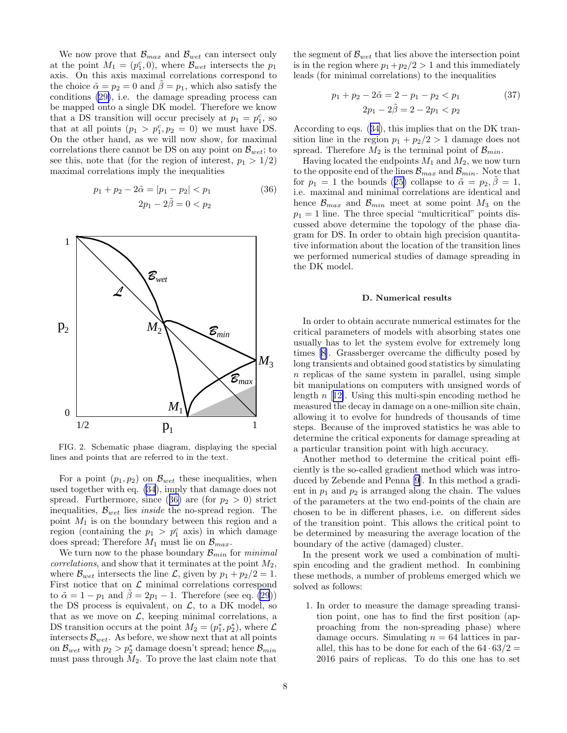We now prove that $\mathcal{B}_{max}$ and $\mathcal{B}_{wet}$ can intersect only at the point $M_1 = (p_1^c, 0)$, where $\mathcal{B}_{wet}$ intersects the $p_1$ axis. On this axis maximal correlations correspond to the choice $\tilde{\alpha} = p_2 = 0$ and $\tilde{\beta} = p_1$, which also satisfy the conditions (29), i.e. the damage spreading process can be mapped onto a single DK model. Therefore we know that a DS transition will occur precisely at $p_1 = p_1^c$, so that at all points $(p_1 > p_1^c, p_2 = 0)$ we must have DS. On the other hand, as we will now show, for maximal correlations there cannot be DS on any point on $\mathcal{B}_{wet}$; to see this, note that (for the region of interest, $p_1 > 1/2$) maximal correlations imply the inequalities

$$
\begin{aligned}
p_1 + p_2 - 2\tilde{\alpha} = |p_1 - p_2| &< p_1 \\
2p_1 - 2\tilde{\beta} = 0 &< p_2
\end{aligned}
\tag{36}
$$

FIG. 2. Schematic phase diagram, displaying the special lines and points that are referred to in the text.

For a point $(p_1, p_2)$ on $\mathcal{B}_{wet}$ these inequalities, when used together with eq. (34), imply that damage does not spread. Furthermore, since (36) are (for $p_2 > 0$) strict inequalities, $\mathcal{B}_{wet}$ lies *inside* the no-spread region. The point $M_1$ is on the boundary between this region and a region (containing the $p_1 > p_1^c$ axis) in which damage does spread; Therefore $M_1$ must lie on $\mathcal{B}_{max}$.

We turn now to the phase boundary $\mathcal{B}_{min}$ for *minimal correlations*, and show that it terminates at the point $M_2$, where $\mathcal{B}_{wet}$ intersects the line $\mathcal{L}$, given by $p_1 + p_2/2 = 1$. First notice that on $\mathcal{L}$ minimal correlations correspond to $\tilde{\alpha} = 1 - p_1$ and $\tilde{\beta} = 2p_1 - 1$. Therefore (see eq. (29)) the DS process is equivalent, on $\mathcal{L}$, to a DK model, so that as we move on $\mathcal{L}$, keeping minimal correlations, a DS transition occurs at the point $M_2 = (p_1^*, p_2^*)$, where $\mathcal{L}$ intersects $\mathcal{B}_{wet}$. As before, we show next that at all points on $\mathcal{B}_{wet}$ with $p_2 > p_2^*$ damage doesn't spread; hence $\mathcal{B}_{min}$ must pass through $M_2$. To prove the last claim note that the segment of $\mathcal{B}_{wet}$ that lies above the intersection point is in the region where $p_1 + p_2/2 > 1$ and this immediately leads (for minimal correlations) to the inequalities

$$
\begin{aligned}
p_1 + p_2 - 2\tilde{\alpha} = 2 - p_1 - p_2 &< p_1 \\
2p_1 - 2\tilde{\beta} = 2 - 2p_1 &< p_2
\end{aligned}
\tag{37}
$$

According to eqs. (34), this implies that on the DK transition line in the region $p_1 + p_2/2 > 1$ damage does not spread. Therefore $M_2$ is the terminal point of $\mathcal{B}_{min}$.

Having located the endpoints $M_1$ and $M_2$, we now turn to the opposite end of the lines $\mathcal{B}_{max}$ and $\mathcal{B}_{min}$. Note that for $p_1 = 1$ the bounds (25) collapse to $\tilde{\alpha} = p_2, \tilde{\beta} = 1$, i.e. maximal and minimal correlations are identical and hence $\mathcal{B}_{max}$ and $\mathcal{B}_{min}$ meet at some point $M_3$ on the $p_1 = 1$ line. The three special "multicritical" points discussed above determine the topology of the phase diagram for DS. In order to obtain high precision quantitative information about the location of the transition lines we performed numerical studies of damage spreading in the DK model.

### D. Numerical results

In order to obtain accurate numerical estimates for the critical parameters of models with absorbing states one usually has to let the system evolve for extremely long times [8]. Grassberger overcame the difficulty posed by long transients and obtained good statistics by simulating $n$ replicas of the same system in parallel, using simple bit manipulations on computers with unsigned words of length $n$ [12]. Using this multi-spin encoding method he measured the decay in damage on a one-million site chain, allowing it to evolve for hundreds of thousands of time steps. Because of the improved statistics he was able to determine the critical exponents for damage spreading at a particular transition point with high accuracy.

Another method to determine the critical point efficiently is the so-called gradient method which was introduced by Zebende and Penna [9]. In this method a gradient in $p_1$ and $p_2$ is arranged along the chain. The values of the parameters at the two end-points of the chain are chosen to be in different phases, i.e. on different sides of the transition point. This allows the critical point to be determined by measuring the average location of the boundary of the active (damaged) cluster.

In the present work we used a combination of multi-spin encoding and the gradient method. In combining these methods, a number of problems emerged which we solved as follows:

1. In order to measure the damage spreading transition point, one has to find the first position (approaching from the non-spreading phase) where damage occurs. Simulating $n = 64$ lattices in parallel, this has to be done for each of the $64 \cdot 63/2 = 2016$ pairs of replicas. To do this one has to set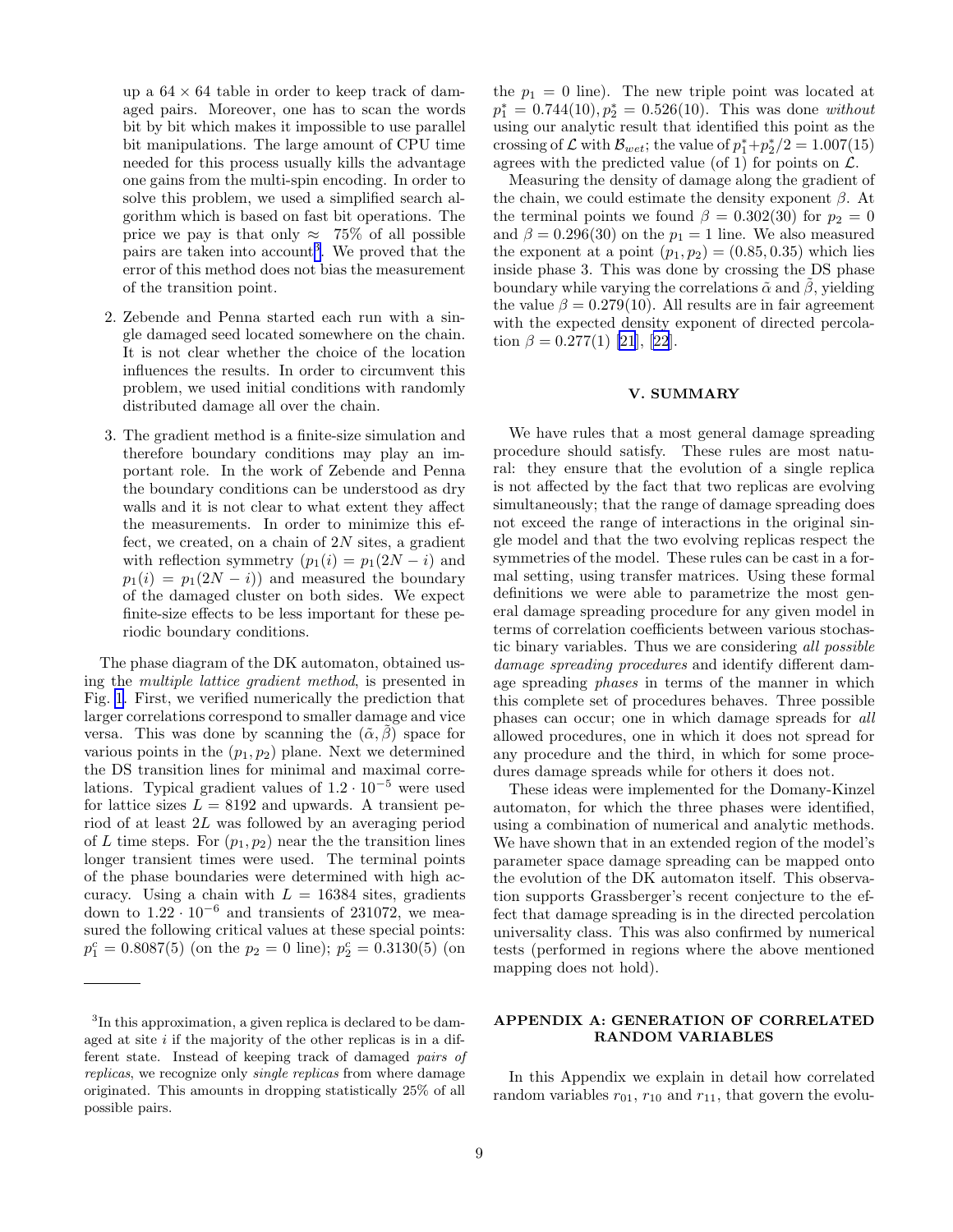up a $64 \times 64$ table in order to keep track of damaged pairs. Moreover, one has to scan the words bit by bit which makes it impossible to use parallel bit manipulations. The large amount of CPU time needed for this process usually kills the advantage one gains from the multi-spin encoding. In order to solve this problem, we used a simplified search algorithm which is based on fast bit operations. The price we pay is that only $\approx$ 75% of all possible pairs are taken into account[3]. We proved that the error of this method does not bias the measurement of the transition point.

2. Zebende and Penna started each run with a single damaged seed located somewhere on the chain. It is not clear whether the choice of the location influences the results. In order to circumvent this problem, we used initial conditions with randomly distributed damage all over the chain.

3. The gradient method is a finite-size simulation and therefore boundary conditions may play an important role. In the work of Zebende and Penna the boundary conditions can be understood as dry walls and it is not clear to what extent they affect the measurements. In order to minimize this effect, we created, on a chain of $2N$ sites, a gradient with reflection symmetry ($p_1(i) = p_1(2N-i)$ and $p_1(i) = p_1(2N-i)$) and measured the boundary of the damaged cluster on both sides. We expect finite-size effects to be less important for these periodic boundary conditions.

The phase diagram of the DK automaton, obtained using the *multiple lattice gradient method*, is presented in Fig. 1. First, we verified numerically the prediction that larger correlations correspond to smaller damage and vice versa. This was done by scanning the $(\tilde{\alpha}, \tilde{\beta})$ space for various points in the $(p_1, p_2)$ plane. Next we determined the DS transition lines for minimal and maximal correlations. Typical gradient values of $1.2 \cdot 10^{-5}$ were used for lattice sizes $L = 8192$ and upwards. A transient period of at least $2L$ was followed by an averaging period of $L$ time steps. For $(p_1, p_2)$ near the the transition lines longer transient times were used. The terminal points of the phase boundaries were determined with high accuracy. Using a chain with $L = 16384$ sites, gradients down to $1.22 \cdot 10^{-6}$ and transients of 231072, we measured the following critical values at these special points: $p_1^c = 0.8087(5)$ (on the $p_2 = 0$ line); $p_2^c = 0.3130(5)$ (on the $p_1 = 0$ line). The new triple point was located at $p_1^* = 0.744(10), p_2^* = 0.526(10)$. This was done *without* using our analytic result that identified this point as the crossing of $\mathcal{L}$ with $\mathcal{B}_{wet}$; the value of $p_1^* + p_2^*/2 = 1.007(15)$ agrees with the predicted value (of 1) for points on $\mathcal{L}$.

Measuring the density of damage along the gradient of the chain, we could estimate the density exponent $\beta$. At the terminal points we found $\beta = 0.302(30)$ for $p_2 = 0$ and $\beta = 0.296(30)$ on the $p_1 = 1$ line. We also measured the exponent at a point $(p_1, p_2) = (0.85, 0.35)$ which lies inside phase 3. This was done by crossing the DS phase boundary while varying the correlations $\tilde{\alpha}$ and $\tilde{\beta}$, yielding the value $\beta = 0.279(10)$. All results are in fair agreement with the expected density exponent of directed percolation $\beta = 0.277(1)$ [21], [22].

## V. SUMMARY

We have rules that a most general damage spreading procedure should satisfy. These rules are most natural: they ensure that the evolution of a single replica is not affected by the fact that two replicas are evolving simultaneously; that the range of damage spreading does not exceed the range of interactions in the original single model and that the two evolving replicas respect the symmetries of the model. These rules can be cast in a formal setting, using transfer matrices. Using these formal definitions we were able to parametrize the most general damage spreading procedure for any given model in terms of correlation coefficients between various stochastic binary variables. Thus we are considering *all possible damage spreading procedures* and identify different damage spreading *phases* in terms of the manner in which this complete set of procedures behaves. Three possible phases can occur; one in which damage spreads for *all* allowed procedures, one in which it does not spread for any procedure and the third, in which for some procedures damage spreads while for others it does not.

These ideas were implemented for the Domany-Kinzel automaton, for which the three phases were identified, using a combination of numerical and analytic methods. We have shown that in an extended region of the model's parameter space damage spreading can be mapped onto the evolution of the DK automaton itself. This observation supports Grassberger's recent conjecture to the effect that damage spreading is in the directed percolation universality class. This was also confirmed by numerical tests (performed in regions where the above mentioned mapping does not hold).

## APPENDIX A: GENERATION OF CORRELATED RANDOM VARIABLES

In this Appendix we explain in detail how correlated random variables $r_{01}$, $r_{10}$ and $r_{11}$, that govern the evolu-

[3] In this approximation, a given replica is declared to be damaged at site $i$ if the majority of the other replicas is in a different state. Instead of keeping track of damaged *pairs of replicas*, we recognize only *single replicas* from where damage originated. This amounts in dropping statistically 25% of all possible pairs.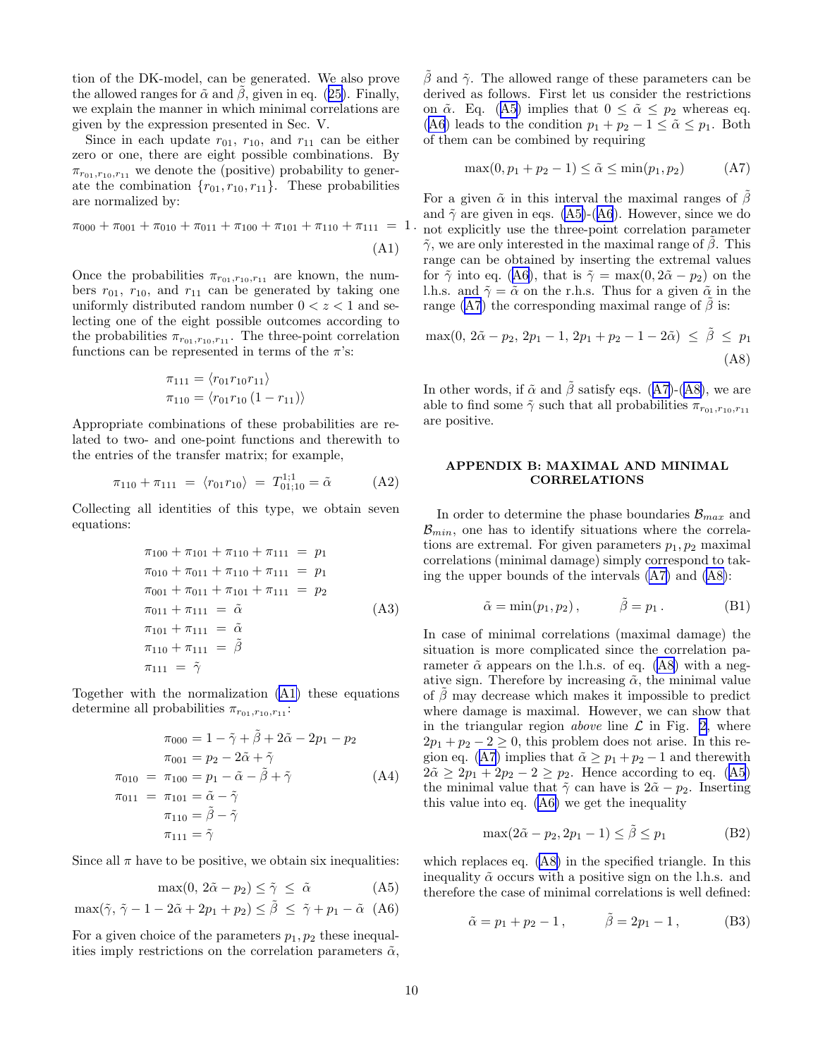tion of the DK-model, can be generated. We also prove the allowed ranges for $\tilde{\alpha}$ and $\tilde{\beta}$, given in eq. (25). Finally, we explain the manner in which minimal correlations are given by the expression presented in Sec. V.

Since in each update $r_{01}$, $r_{10}$, and $r_{11}$ can be either zero or one, there are eight possible combinations. By $\pi_{r_{01},r_{10},r_{11}}$ we denote the (positive) probability to generate the combination $\{r_{01}, r_{10}, r_{11}\}$. These probabilities are normalized by:

$$\pi_{000} + \pi_{001} + \pi_{010} + \pi_{011} + \pi_{100} + \pi_{101} + \pi_{110} + \pi_{111} = 1 . \tag{A1}$$

Once the probabilities $\pi_{r_{01},r_{10},r_{11}}$ are known, the numbers $r_{01}$, $r_{10}$, and $r_{11}$ can be generated by taking one uniformly distributed random number $0 < z < 1$ and selecting one of the eight possible outcomes according to the probabilities $\pi_{r_{01},r_{10},r_{11}}$. The three-point correlation functions can be represented in terms of the $\pi$'s:

$$\pi_{111} = \langle r_{01} r_{10} r_{11} \rangle$$
$$\pi_{110} = \langle r_{01} r_{10} (1 - r_{11}) \rangle$$

Appropriate combinations of these probabilities are related to two- and one-point functions and therewith to the entries of the transfer matrix; for example,

$$\pi_{110} + \pi_{111} = \langle r_{01} r_{10} \rangle = T^{1;1}_{01;10} = \tilde{\alpha} \tag{A2}$$

Collecting all identities of this type, we obtain seven equations:

$$\begin{aligned}
\pi_{100} + \pi_{101} + \pi_{110} + \pi_{111} &= p_1 \\
\pi_{010} + \pi_{011} + \pi_{110} + \pi_{111} &= p_1 \\
\pi_{001} + \pi_{011} + \pi_{101} + \pi_{111} &= p_2 \\
\pi_{011} + \pi_{111} &= \tilde{\alpha} \\
\pi_{101} + \pi_{111} &= \tilde{\alpha} \\
\pi_{110} + \pi_{111} &= \tilde{\beta} \\
\pi_{111} &= \tilde{\gamma}
\end{aligned} \tag{A3}$$

Together with the normalization (A1) these equations determine all probabilities $\pi_{r_{01},r_{10},r_{11}}$:

$$\begin{aligned}
\pi_{000} &= 1 - \tilde{\gamma} + \tilde{\beta} + 2\tilde{\alpha} - 2p_1 - p_2 \\
\pi_{001} &= p_2 - 2\tilde{\alpha} + \tilde{\gamma} \\
\pi_{010} = \pi_{100} &= p_1 - \tilde{\alpha} - \tilde{\beta} + \tilde{\gamma} \\
\pi_{011} = \pi_{101} &= \tilde{\alpha} - \tilde{\gamma} \\
\pi_{110} &= \tilde{\beta} - \tilde{\gamma} \\
\pi_{111} &= \tilde{\gamma}
\end{aligned} \tag{A4}$$

Since all $\pi$ have to be positive, we obtain six inequalities:

$$\max(0,\, 2\tilde{\alpha} - p_2) \le \tilde{\gamma} \le \tilde{\alpha} \tag{A5}$$
$$\max(\tilde{\gamma},\, \tilde{\gamma} - 1 - 2\tilde{\alpha} + 2p_1 + p_2) \le \tilde{\beta} \le \tilde{\gamma} + p_1 - \tilde{\alpha} \tag{A6}$$

For a given choice of the parameters $p_1, p_2$ these inequalities imply restrictions on the correlation parameters $\tilde{\alpha}$, $\tilde{\beta}$ and $\tilde{\gamma}$. The allowed range of these parameters can be derived as follows. First let us consider the restrictions on $\tilde{\alpha}$. Eq. (A5) implies that $0 \le \tilde{\alpha} \le p_2$ whereas eq. (A6) leads to the condition $p_1 + p_2 - 1 \le \tilde{\alpha} \le p_1$. Both of them can be combined by requiring

$$\max(0, p_1 + p_2 - 1) \le \tilde{\alpha} \le \min(p_1, p_2) \tag{A7}$$

For a given $\tilde{\alpha}$ in this interval the maximal ranges of $\tilde{\beta}$ and $\tilde{\gamma}$ are given in eqs. (A5)-(A6). However, since we do not explicitly use the three-point correlation parameter $\tilde{\gamma}$, we are only interested in the maximal range of $\tilde{\beta}$. This range can be obtained by inserting the extremal values for $\tilde{\gamma}$ into eq. (A6), that is $\tilde{\gamma} = \max(0, 2\tilde{\alpha} - p_2)$ on the l.h.s. and $\tilde{\gamma} = \tilde{\alpha}$ on the r.h.s. Thus for a given $\tilde{\alpha}$ in the range (A7) the corresponding maximal range of $\tilde{\beta}$ is:

$$\max(0,\, 2\tilde{\alpha} - p_2,\, 2p_1 - 1,\, 2p_1 + p_2 - 1 - 2\tilde{\alpha}) \le \tilde{\beta} \le p_1 \tag{A8}$$

In other words, if $\tilde{\alpha}$ and $\tilde{\beta}$ satisfy eqs. (A7)-(A8), we are able to find some $\tilde{\gamma}$ such that all probabilities $\pi_{r_{01},r_{10},r_{11}}$ are positive.

## APPENDIX B: MAXIMAL AND MINIMAL CORRELATIONS

In order to determine the phase boundaries $\mathcal{B}_{max}$ and $\mathcal{B}_{min}$, one has to identify situations where the correlations are extremal. For given parameters $p_1, p_2$ maximal correlations (minimal damage) simply correspond to taking the upper bounds of the intervals (A7) and (A8):

$$\tilde{\alpha} = \min(p_1, p_2)\,, \qquad \tilde{\beta} = p_1\,. \tag{B1}$$

In case of minimal correlations (maximal damage) the situation is more complicated since the correlation parameter $\tilde{\alpha}$ appears on the l.h.s. of eq. (A8) with a negative sign. Therefore by increasing $\tilde{\alpha}$, the minimal value of $\tilde{\beta}$ may decrease which makes it impossible to predict where damage is maximal. However, we can show that in the triangular region *above* line $\mathcal{L}$ in Fig. 2, where $2p_1 + p_2 - 2 \ge 0$, this problem does not arise. In this region eq. (A7) implies that $\tilde{\alpha} \ge p_1 + p_2 - 1$ and therewith $2\tilde{\alpha} \ge 2p_1 + 2p_2 - 2 \ge p_2$. Hence according to eq. (A5) the minimal value that $\tilde{\gamma}$ can have is $2\tilde{\alpha} - p_2$. Inserting this value into eq. (A6) we get the inequality

$$\max(2\tilde{\alpha} - p_2, 2p_1 - 1) \le \tilde{\beta} \le p_1 \tag{B2}$$

which replaces eq. (A8) in the specified triangle. In this inequality $\tilde{\alpha}$ occurs with a positive sign on the l.h.s. and therefore the case of minimal correlations is well defined:

$$\tilde{\alpha} = p_1 + p_2 - 1\,, \qquad \tilde{\beta} = 2p_1 - 1\,, \tag{B3}$$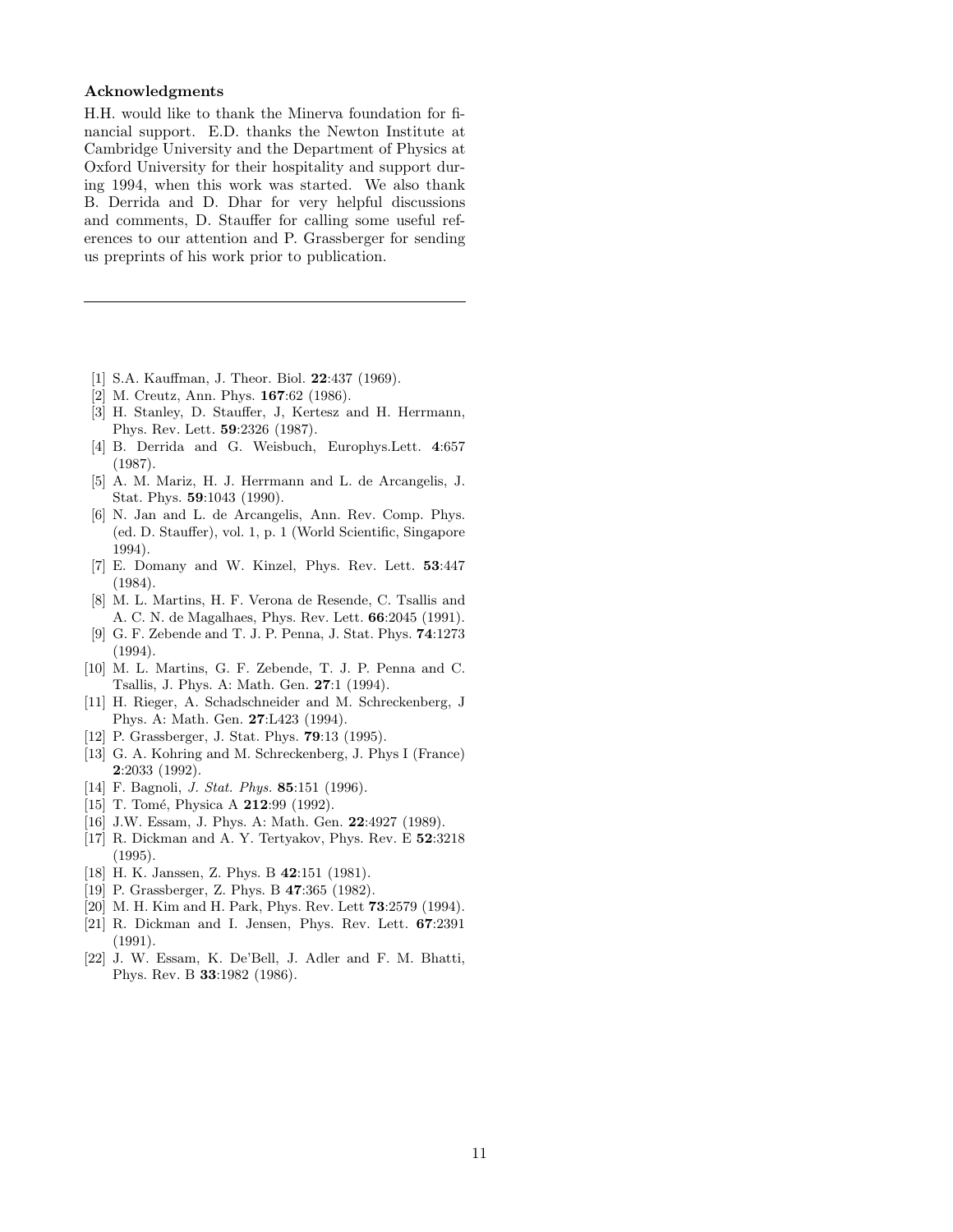### Acknowledgments

H.H. would like to thank the Minerva foundation for financial support. E.D. thanks the Newton Institute at Cambridge University and the Department of Physics at Oxford University for their hospitality and support during 1994, when this work was started. We also thank B. Derrida and D. Dhar for very helpful discussions and comments, D. Stauffer for calling some useful references to our attention and P. Grassberger for sending us preprints of his work prior to publication.

---

[1] S.A. Kauffman, J. Theor. Biol. **22**:437 (1969).

[2] M. Creutz, Ann. Phys. **167**:62 (1986).

[3] H. Stanley, D. Stauffer, J, Kertesz and H. Herrmann, Phys. Rev. Lett. **59**:2326 (1987).

[4] B. Derrida and G. Weisbuch, Europhys.Lett. **4**:657 (1987).

[5] A. M. Mariz, H. J. Herrmann and L. de Arcangelis, J. Stat. Phys. **59**:1043 (1990).

[6] N. Jan and L. de Arcangelis, Ann. Rev. Comp. Phys. (ed. D. Stauffer), vol. 1, p. 1 (World Scientific, Singapore 1994).

[7] E. Domany and W. Kinzel, Phys. Rev. Lett. **53**:447 (1984).

[8] M. L. Martins, H. F. Verona de Resende, C. Tsallis and A. C. N. de Magalhaes, Phys. Rev. Lett. **66**:2045 (1991).

[9] G. F. Zebende and T. J. P. Penna, J. Stat. Phys. **74**:1273 (1994).

[10] M. L. Martins, G. F. Zebende, T. J. P. Penna and C. Tsallis, J. Phys. A: Math. Gen. **27**:1 (1994).

[11] H. Rieger, A. Schadschneider and M. Schreckenberg, J Phys. A: Math. Gen. **27**:L423 (1994).

[12] P. Grassberger, J. Stat. Phys. **79**:13 (1995).

[13] G. A. Kohring and M. Schreckenberg, J. Phys I (France) **2**:2033 (1992).

[14] F. Bagnoli, *J. Stat. Phys.* **85**:151 (1996).

[15] T. Tomé, Physica A **212**:99 (1992).

[16] J.W. Essam, J. Phys. A: Math. Gen. **22**:4927 (1989).

[17] R. Dickman and A. Y. Tertyakov, Phys. Rev. E **52**:3218 (1995).

[18] H. K. Janssen, Z. Phys. B **42**:151 (1981).

[19] P. Grassberger, Z. Phys. B **47**:365 (1982).

[20] M. H. Kim and H. Park, Phys. Rev. Lett **73**:2579 (1994).

[21] R. Dickman and I. Jensen, Phys. Rev. Lett. **67**:2391 (1991).

[22] J. W. Essam, K. De'Bell, J. Adler and F. M. Bhatti, Phys. Rev. B **33**:1982 (1986).